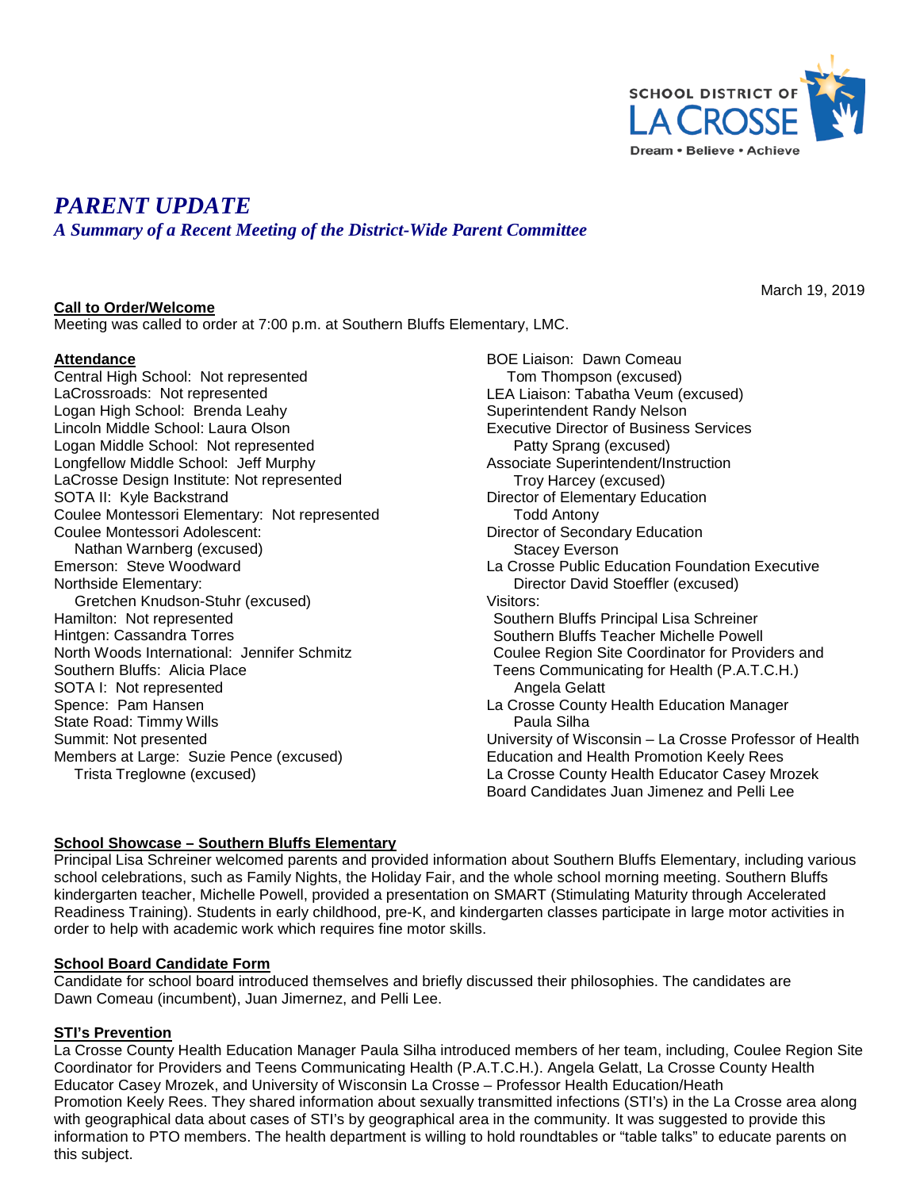SCHOOL DISTRICT OF LA CROSSE
Dream • Believe • Achieve

# *PARENT UPDATE*

## *A Summary of a Recent Meeting of the District-Wide Parent Committee*

March 19, 2019

**Call to Order/Welcome**
Meeting was called to order at 7:00 p.m. at Southern Bluffs Elementary, LMC.

**Attendance**
Central High School: Not represented
LaCrossroads: Not represented
Logan High School: Brenda Leahy
Lincoln Middle School: Laura Olson
Logan Middle School: Not represented
Longfellow Middle School: Jeff Murphy
LaCrosse Design Institute: Not represented
SOTA II: Kyle Backstrand
Coulee Montessori Elementary: Not represented
Coulee Montessori Adolescent:
Nathan Warnberg (excused)
Emerson: Steve Woodward
Northside Elementary:
Gretchen Knudson-Stuhr (excused)
Hamilton: Not represented
Hintgen: Cassandra Torres
North Woods International: Jennifer Schmitz
Southern Bluffs: Alicia Place
SOTA I: Not represented
Spence: Pam Hansen
State Road: Timmy Wills
Summit: Not presented
Members at Large: Suzie Pence (excused)
Trista Treglowne (excused)

BOE Liaison: Dawn Comeau
Tom Thompson (excused)
LEA Liaison: Tabatha Veum (excused)
Superintendent Randy Nelson
Executive Director of Business Services
Patty Sprang (excused)
Associate Superintendent/Instruction
Troy Harcey (excused)
Director of Elementary Education
Todd Antony
Director of Secondary Education
Stacey Everson
La Crosse Public Education Foundation Executive
Director David Stoeffler (excused)
Visitors:
Southern Bluffs Principal Lisa Schreiner
Southern Bluffs Teacher Michelle Powell
Coulee Region Site Coordinator for Providers and
Teens Communicating for Health (P.A.T.C.H.)
Angela Gelatt
La Crosse County Health Education Manager
Paula Silha
University of Wisconsin – La Crosse Professor of Health
Education and Health Promotion Keely Rees
La Crosse County Health Educator Casey Mrozek
Board Candidates Juan Jimenez and Pelli Lee

**School Showcase – Southern Bluffs Elementary**
Principal Lisa Schreiner welcomed parents and provided information about Southern Bluffs Elementary, including various school celebrations, such as Family Nights, the Holiday Fair, and the whole school morning meeting. Southern Bluffs kindergarten teacher, Michelle Powell, provided a presentation on SMART (Stimulating Maturity through Accelerated Readiness Training). Students in early childhood, pre-K, and kindergarten classes participate in large motor activities in order to help with academic work which requires fine motor skills.

**School Board Candidate Form**
Candidate for school board introduced themselves and briefly discussed their philosophies. The candidates are Dawn Comeau (incumbent), Juan Jimernez, and Pelli Lee.

**STI's Prevention**
La Crosse County Health Education Manager Paula Silha introduced members of her team, including, Coulee Region Site Coordinator for Providers and Teens Communicating Health (P.A.T.C.H.). Angela Gelatt, La Crosse County Health Educator Casey Mrozek, and University of Wisconsin La Crosse – Professor Health Education/Heath Promotion Keely Rees. They shared information about sexually transmitted infections (STI's) in the La Crosse area along with geographical data about cases of STI's by geographical area in the community. It was suggested to provide this information to PTO members. The health department is willing to hold roundtables or "table talks" to educate parents on this subject.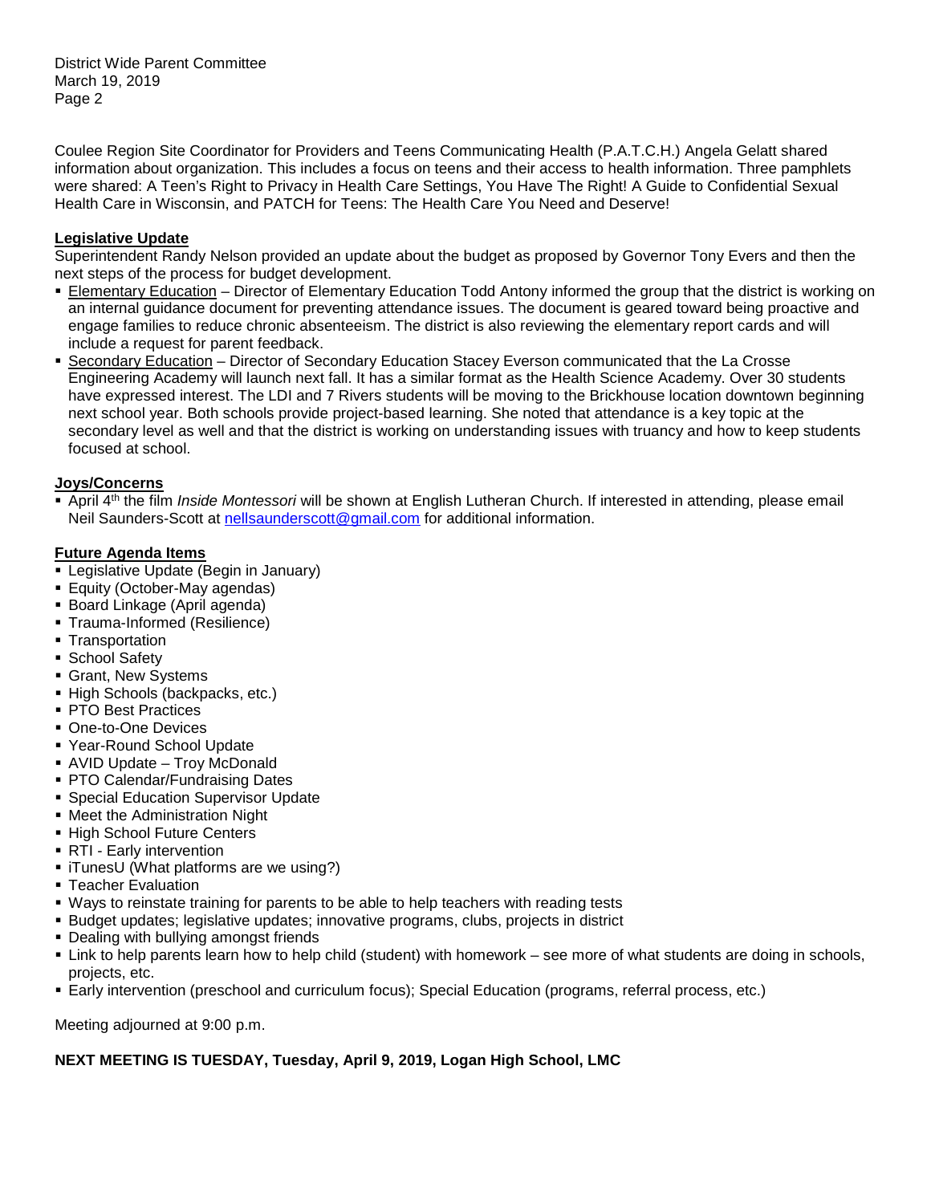Coulee Region Site Coordinator for Providers and Teens Communicating Health (P.A.T.C.H.) Angela Gelatt shared information about organization. This includes a focus on teens and their access to health information. Three pamphlets were shared: A Teen's Right to Privacy in Health Care Settings, You Have The Right! A Guide to Confidential Sexual Health Care in Wisconsin, and PATCH for Teens: The Health Care You Need and Deserve!

**Legislative Update**

Superintendent Randy Nelson provided an update about the budget as proposed by Governor Tony Evers and then the next steps of the process for budget development.

- Elementary Education – Director of Elementary Education Todd Antony informed the group that the district is working on an internal guidance document for preventing attendance issues. The document is geared toward being proactive and engage families to reduce chronic absenteeism. The district is also reviewing the elementary report cards and will include a request for parent feedback.
- Secondary Education – Director of Secondary Education Stacey Everson communicated that the La Crosse Engineering Academy will launch next fall. It has a similar format as the Health Science Academy. Over 30 students have expressed interest. The LDI and 7 Rivers students will be moving to the Brickhouse location downtown beginning next school year. Both schools provide project-based learning. She noted that attendance is a key topic at the secondary level as well and that the district is working on understanding issues with truancy and how to keep students focused at school.

**Joys/Concerns**

- April 4th the film *Inside Montessori* will be shown at English Lutheran Church. If interested in attending, please email Neil Saunders-Scott at nellsaunderscott@gmail.com for additional information.

**Future Agenda Items**

- Legislative Update (Begin in January)
- Equity (October-May agendas)
- Board Linkage (April agenda)
- Trauma-Informed (Resilience)
- Transportation
- School Safety
- Grant, New Systems
- High Schools (backpacks, etc.)
- PTO Best Practices
- One-to-One Devices
- Year-Round School Update
- AVID Update – Troy McDonald
- PTO Calendar/Fundraising Dates
- Special Education Supervisor Update
- Meet the Administration Night
- High School Future Centers
- RTI - Early intervention
- iTunesU (What platforms are we using?)
- Teacher Evaluation
- Ways to reinstate training for parents to be able to help teachers with reading tests
- Budget updates; legislative updates; innovative programs, clubs, projects in district
- Dealing with bullying amongst friends
- Link to help parents learn how to help child (student) with homework – see more of what students are doing in schools, projects, etc.
- Early intervention (preschool and curriculum focus); Special Education (programs, referral process, etc.)

Meeting adjourned at 9:00 p.m.

**NEXT MEETING IS TUESDAY, Tuesday, April 9, 2019, Logan High School, LMC**